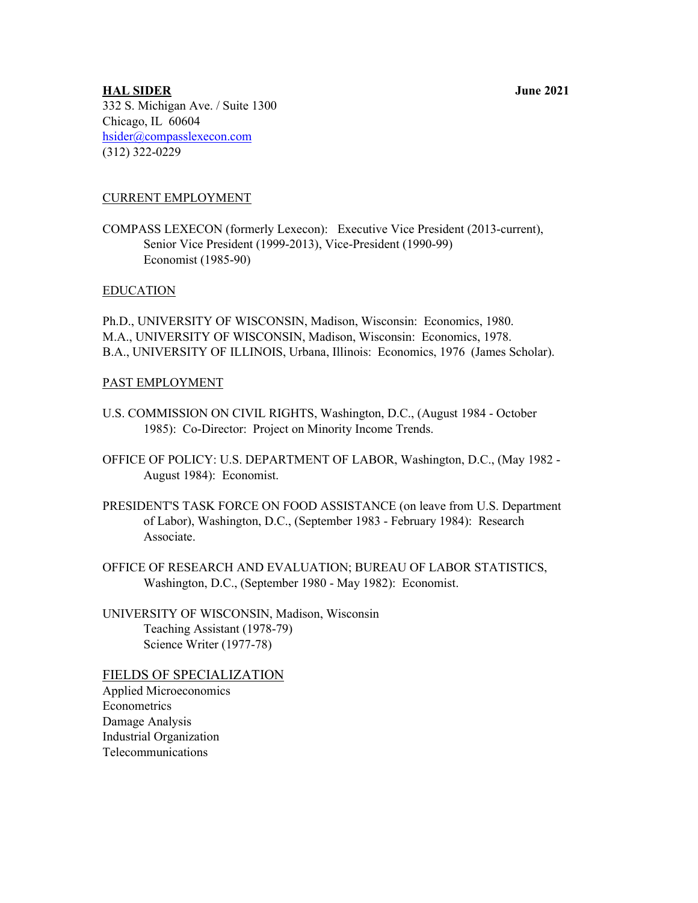**HAL SIDER** **June 2021**

332 S. Michigan Ave. / Suite 1300
Chicago, IL 60604
hsider@compasslexecon.com
(312) 322-0229

## CURRENT EMPLOYMENT

COMPASS LEXECON (formerly Lexecon): Executive Vice President (2013-current), Senior Vice President (1999-2013), Vice-President (1990-99) Economist (1985-90)

## EDUCATION

Ph.D., UNIVERSITY OF WISCONSIN, Madison, Wisconsin: Economics, 1980.
M.A., UNIVERSITY OF WISCONSIN, Madison, Wisconsin: Economics, 1978.
B.A., UNIVERSITY OF ILLINOIS, Urbana, Illinois: Economics, 1976 (James Scholar).

## PAST EMPLOYMENT

U.S. COMMISSION ON CIVIL RIGHTS, Washington, D.C., (August 1984 - October 1985): Co-Director: Project on Minority Income Trends.

OFFICE OF POLICY: U.S. DEPARTMENT OF LABOR, Washington, D.C., (May 1982 - August 1984): Economist.

PRESIDENT'S TASK FORCE ON FOOD ASSISTANCE (on leave from U.S. Department of Labor), Washington, D.C., (September 1983 - February 1984): Research Associate.

OFFICE OF RESEARCH AND EVALUATION; BUREAU OF LABOR STATISTICS, Washington, D.C., (September 1980 - May 1982): Economist.

UNIVERSITY OF WISCONSIN, Madison, Wisconsin
Teaching Assistant (1978-79)
Science Writer (1977-78)

## FIELDS OF SPECIALIZATION

Applied Microeconomics
Econometrics
Damage Analysis
Industrial Organization
Telecommunications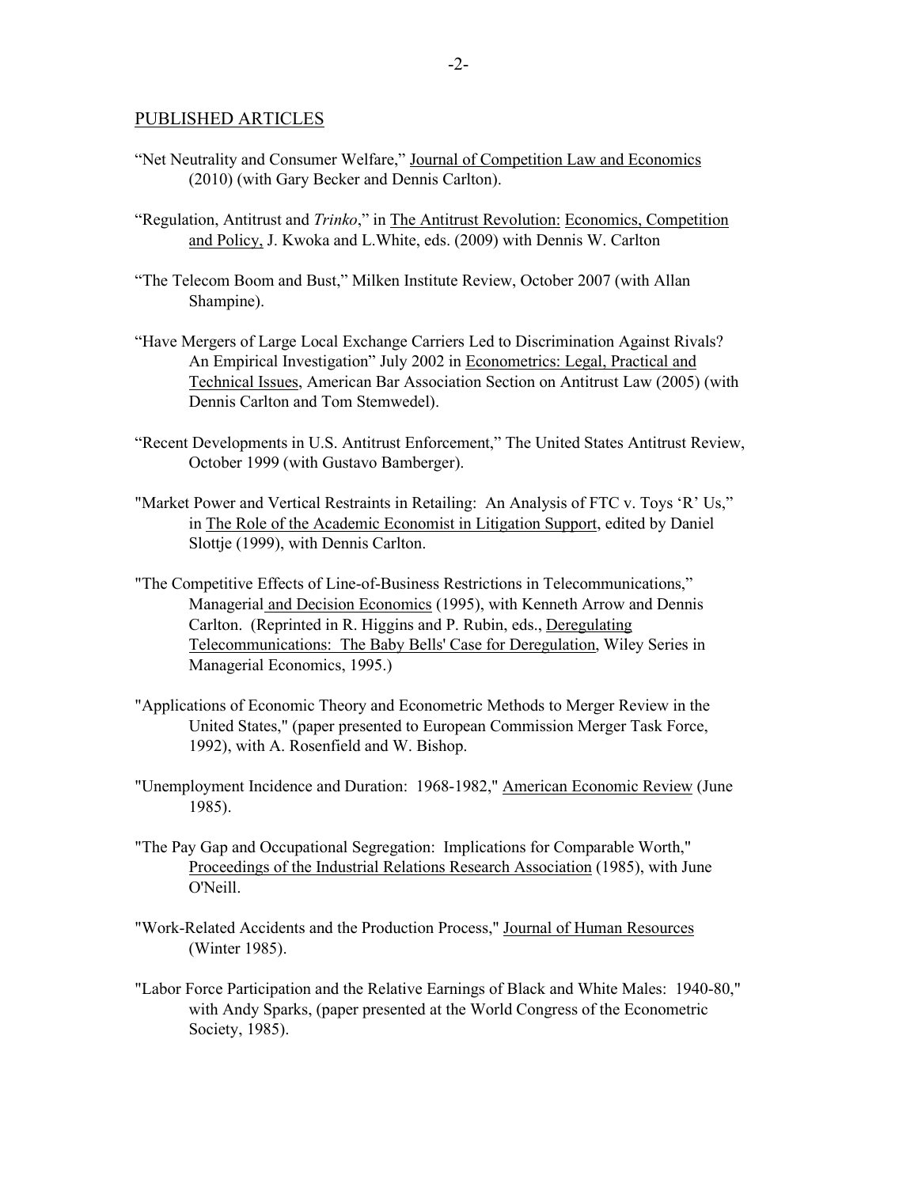## PUBLISHED ARTICLES

"Net Neutrality and Consumer Welfare," Journal of Competition Law and Economics (2010) (with Gary Becker and Dennis Carlton).

"Regulation, Antitrust and *Trinko*," in The Antitrust Revolution: Economics, Competition and Policy, J. Kwoka and L.White, eds. (2009) with Dennis W. Carlton

"The Telecom Boom and Bust," Milken Institute Review, October 2007 (with Allan Shampine).

"Have Mergers of Large Local Exchange Carriers Led to Discrimination Against Rivals? An Empirical Investigation" July 2002 in Econometrics: Legal, Practical and Technical Issues, American Bar Association Section on Antitrust Law (2005) (with Dennis Carlton and Tom Stemwedel).

"Recent Developments in U.S. Antitrust Enforcement," The United States Antitrust Review, October 1999 (with Gustavo Bamberger).

"Market Power and Vertical Restraints in Retailing: An Analysis of FTC v. Toys 'R' Us," in The Role of the Academic Economist in Litigation Support, edited by Daniel Slottje (1999), with Dennis Carlton.

"The Competitive Effects of Line-of-Business Restrictions in Telecommunications," Managerial and Decision Economics (1995), with Kenneth Arrow and Dennis Carlton. (Reprinted in R. Higgins and P. Rubin, eds., Deregulating Telecommunications: The Baby Bells' Case for Deregulation, Wiley Series in Managerial Economics, 1995.)

"Applications of Economic Theory and Econometric Methods to Merger Review in the United States," (paper presented to European Commission Merger Task Force, 1992), with A. Rosenfield and W. Bishop.

"Unemployment Incidence and Duration: 1968-1982," American Economic Review (June 1985).

"The Pay Gap and Occupational Segregation: Implications for Comparable Worth," Proceedings of the Industrial Relations Research Association (1985), with June O'Neill.

"Work-Related Accidents and the Production Process," Journal of Human Resources (Winter 1985).

"Labor Force Participation and the Relative Earnings of Black and White Males: 1940-80," with Andy Sparks, (paper presented at the World Congress of the Econometric Society, 1985).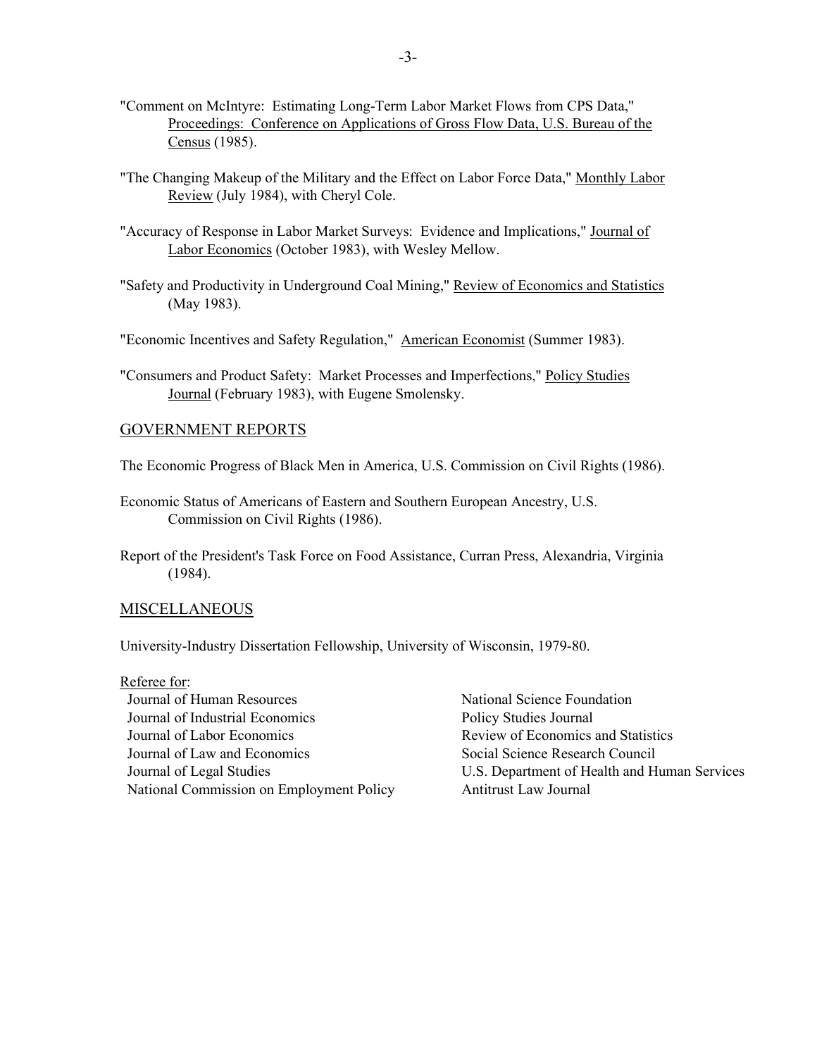"Comment on McIntyre: Estimating Long-Term Labor Market Flows from CPS Data," Proceedings: Conference on Applications of Gross Flow Data, U.S. Bureau of the Census (1985).

"The Changing Makeup of the Military and the Effect on Labor Force Data," Monthly Labor Review (July 1984), with Cheryl Cole.

"Accuracy of Response in Labor Market Surveys: Evidence and Implications," Journal of Labor Economics (October 1983), with Wesley Mellow.

"Safety and Productivity in Underground Coal Mining," Review of Economics and Statistics (May 1983).

"Economic Incentives and Safety Regulation," American Economist (Summer 1983).

"Consumers and Product Safety: Market Processes and Imperfections," Policy Studies Journal (February 1983), with Eugene Smolensky.

## GOVERNMENT REPORTS

The Economic Progress of Black Men in America, U.S. Commission on Civil Rights (1986).

Economic Status of Americans of Eastern and Southern European Ancestry, U.S. Commission on Civil Rights (1986).

Report of the President's Task Force on Food Assistance, Curran Press, Alexandria, Virginia (1984).

## MISCELLANEOUS

University-Industry Dissertation Fellowship, University of Wisconsin, 1979-80.

Referee for:

- Journal of Human Resources
- Journal of Industrial Economics
- Journal of Labor Economics
- Journal of Law and Economics
- Journal of Legal Studies
- National Commission on Employment Policy
- National Science Foundation
- Policy Studies Journal
- Review of Economics and Statistics
- Social Science Research Council
- U.S. Department of Health and Human Services
- Antitrust Law Journal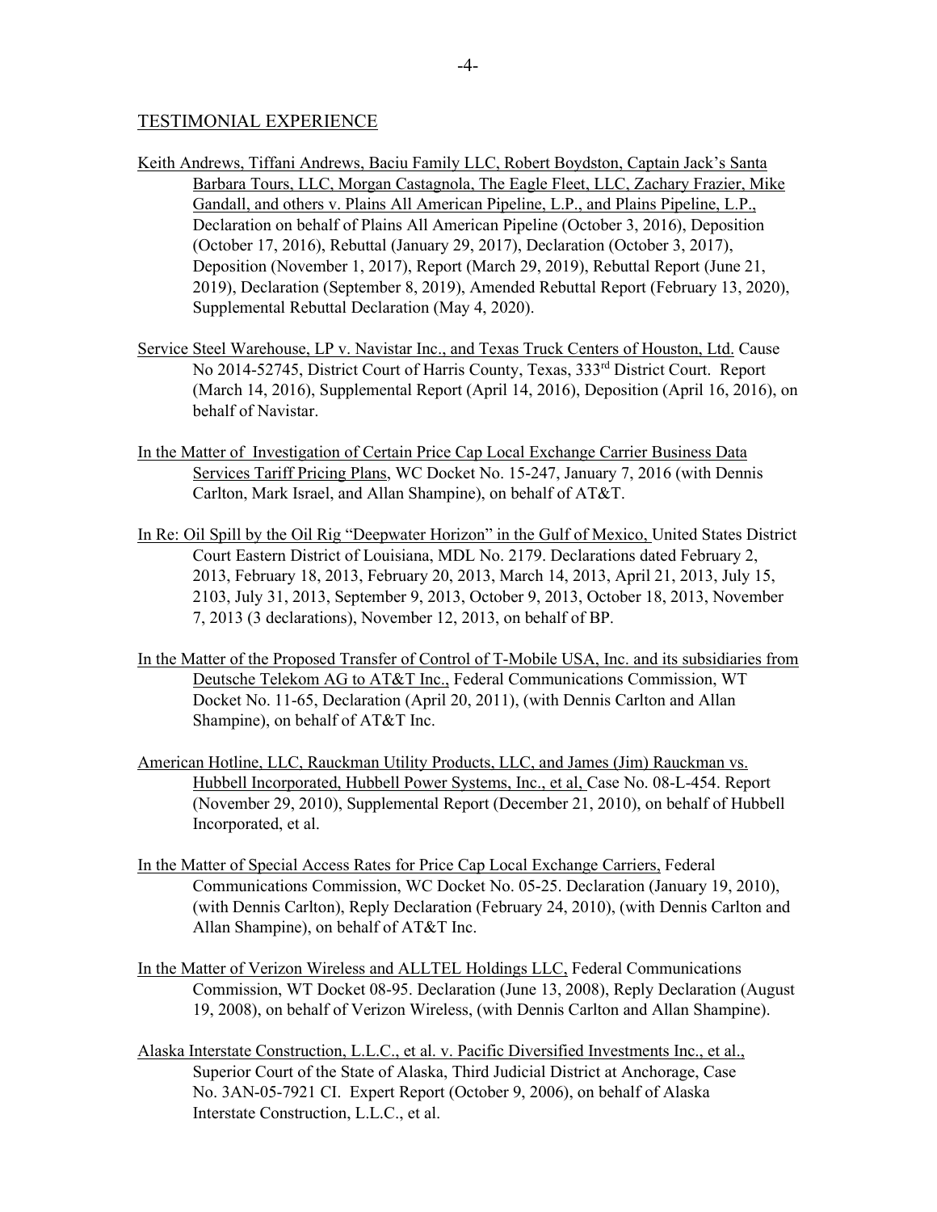## TESTIMONIAL EXPERIENCE

<u>Keith Andrews, Tiffani Andrews, Baciu Family LLC, Robert Boydston, Captain Jack's Santa Barbara Tours, LLC, Morgan Castagnola, The Eagle Fleet, LLC, Zachary Frazier, Mike Gandall, and others v. Plains All American Pipeline, L.P., and Plains Pipeline, L.P.,</u> Declaration on behalf of Plains All American Pipeline (October 3, 2016), Deposition (October 17, 2016), Rebuttal (January 29, 2017), Declaration (October 3, 2017), Deposition (November 1, 2017), Report (March 29, 2019), Rebuttal Report (June 21, 2019), Declaration (September 8, 2019), Amended Rebuttal Report (February 13, 2020), Supplemental Rebuttal Declaration (May 4, 2020).

<u>Service Steel Warehouse, LP v. Navistar Inc., and Texas Truck Centers of Houston, Ltd.</u> Cause No 2014-52745, District Court of Harris County, Texas, 333rd District Court. Report (March 14, 2016), Supplemental Report (April 14, 2016), Deposition (April 16, 2016), on behalf of Navistar.

<u>In the Matter of Investigation of Certain Price Cap Local Exchange Carrier Business Data Services Tariff Pricing Plans,</u> WC Docket No. 15-247, January 7, 2016 (with Dennis Carlton, Mark Israel, and Allan Shampine), on behalf of AT&T.

<u>In Re: Oil Spill by the Oil Rig "Deepwater Horizon" in the Gulf of Mexico,</u> United States District Court Eastern District of Louisiana, MDL No. 2179. Declarations dated February 2, 2013, February 18, 2013, February 20, 2013, March 14, 2013, April 21, 2013, July 15, 2103, July 31, 2013, September 9, 2013, October 9, 2013, October 18, 2013, November 7, 2013 (3 declarations), November 12, 2013, on behalf of BP.

<u>In the Matter of the Proposed Transfer of Control of T-Mobile USA, Inc. and its subsidiaries from Deutsche Telekom AG to AT&T Inc.,</u> Federal Communications Commission, WT Docket No. 11-65, Declaration (April 20, 2011), (with Dennis Carlton and Allan Shampine), on behalf of AT&T Inc.

<u>American Hotline, LLC, Rauckman Utility Products, LLC, and James (Jim) Rauckman vs. Hubbell Incorporated, Hubbell Power Systems, Inc., et al,</u> Case No. 08-L-454. Report (November 29, 2010), Supplemental Report (December 21, 2010), on behalf of Hubbell Incorporated, et al.

<u>In the Matter of Special Access Rates for Price Cap Local Exchange Carriers,</u> Federal Communications Commission, WC Docket No. 05-25. Declaration (January 19, 2010), (with Dennis Carlton), Reply Declaration (February 24, 2010), (with Dennis Carlton and Allan Shampine), on behalf of AT&T Inc.

<u>In the Matter of Verizon Wireless and ALLTEL Holdings LLC,</u> Federal Communications Commission, WT Docket 08-95. Declaration (June 13, 2008), Reply Declaration (August 19, 2008), on behalf of Verizon Wireless, (with Dennis Carlton and Allan Shampine).

<u>Alaska Interstate Construction, L.L.C., et al. v. Pacific Diversified Investments Inc., et al.,</u> Superior Court of the State of Alaska, Third Judicial District at Anchorage, Case No. 3AN-05-7921 CI. Expert Report (October 9, 2006), on behalf of Alaska Interstate Construction, L.L.C., et al.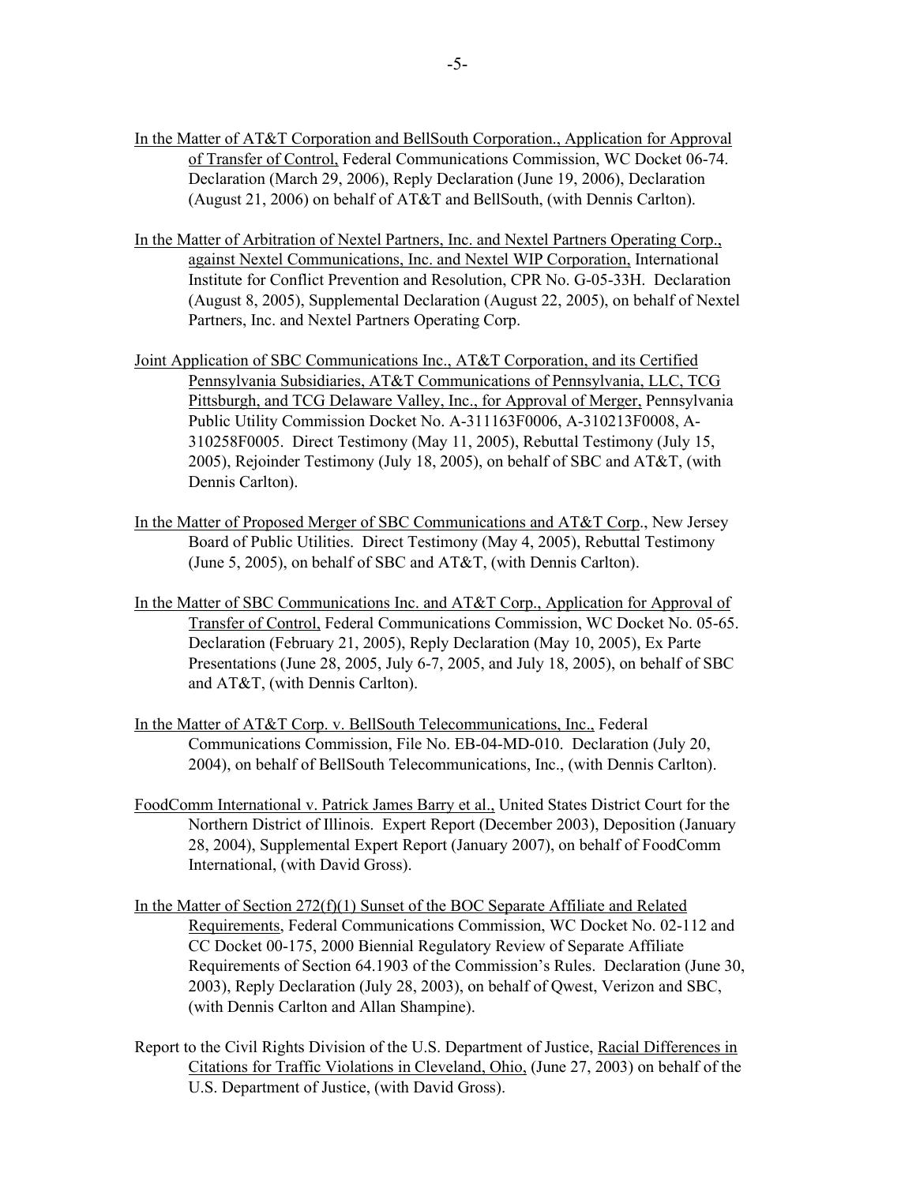In the Matter of AT&T Corporation and BellSouth Corporation., Application for Approval of Transfer of Control, Federal Communications Commission, WC Docket 06-74. Declaration (March 29, 2006), Reply Declaration (June 19, 2006), Declaration (August 21, 2006) on behalf of AT&T and BellSouth, (with Dennis Carlton).

In the Matter of Arbitration of Nextel Partners, Inc. and Nextel Partners Operating Corp., against Nextel Communications, Inc. and Nextel WIP Corporation, International Institute for Conflict Prevention and Resolution, CPR No. G-05-33H. Declaration (August 8, 2005), Supplemental Declaration (August 22, 2005), on behalf of Nextel Partners, Inc. and Nextel Partners Operating Corp.

Joint Application of SBC Communications Inc., AT&T Corporation, and its Certified Pennsylvania Subsidiaries, AT&T Communications of Pennsylvania, LLC, TCG Pittsburgh, and TCG Delaware Valley, Inc., for Approval of Merger, Pennsylvania Public Utility Commission Docket No. A-311163F0006, A-310213F0008, A-310258F0005. Direct Testimony (May 11, 2005), Rebuttal Testimony (July 15, 2005), Rejoinder Testimony (July 18, 2005), on behalf of SBC and AT&T, (with Dennis Carlton).

In the Matter of Proposed Merger of SBC Communications and AT&T Corp., New Jersey Board of Public Utilities. Direct Testimony (May 4, 2005), Rebuttal Testimony (June 5, 2005), on behalf of SBC and AT&T, (with Dennis Carlton).

In the Matter of SBC Communications Inc. and AT&T Corp., Application for Approval of Transfer of Control, Federal Communications Commission, WC Docket No. 05-65. Declaration (February 21, 2005), Reply Declaration (May 10, 2005), Ex Parte Presentations (June 28, 2005, July 6-7, 2005, and July 18, 2005), on behalf of SBC and AT&T, (with Dennis Carlton).

In the Matter of AT&T Corp. v. BellSouth Telecommunications, Inc., Federal Communications Commission, File No. EB-04-MD-010. Declaration (July 20, 2004), on behalf of BellSouth Telecommunications, Inc., (with Dennis Carlton).

FoodComm International v. Patrick James Barry et al., United States District Court for the Northern District of Illinois. Expert Report (December 2003), Deposition (January 28, 2004), Supplemental Expert Report (January 2007), on behalf of FoodComm International, (with David Gross).

In the Matter of Section 272(f)(1) Sunset of the BOC Separate Affiliate and Related Requirements, Federal Communications Commission, WC Docket No. 02-112 and CC Docket 00-175, 2000 Biennial Regulatory Review of Separate Affiliate Requirements of Section 64.1903 of the Commission's Rules. Declaration (June 30, 2003), Reply Declaration (July 28, 2003), on behalf of Qwest, Verizon and SBC, (with Dennis Carlton and Allan Shampine).

Report to the Civil Rights Division of the U.S. Department of Justice, Racial Differences in Citations for Traffic Violations in Cleveland, Ohio, (June 27, 2003) on behalf of the U.S. Department of Justice, (with David Gross).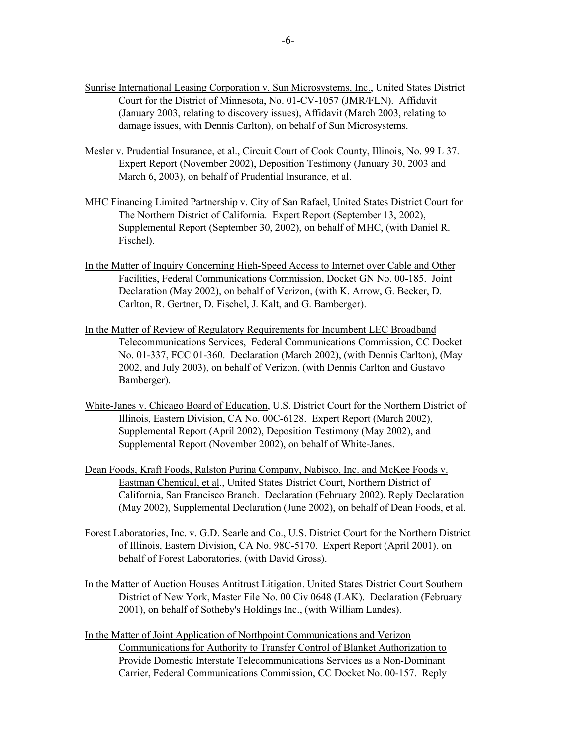Sunrise International Leasing Corporation v. Sun Microsystems, Inc., United States District Court for the District of Minnesota, No. 01-CV-1057 (JMR/FLN). Affidavit (January 2003, relating to discovery issues), Affidavit (March 2003, relating to damage issues, with Dennis Carlton), on behalf of Sun Microsystems.

Mesler v. Prudential Insurance, et al., Circuit Court of Cook County, Illinois, No. 99 L 37. Expert Report (November 2002), Deposition Testimony (January 30, 2003 and March 6, 2003), on behalf of Prudential Insurance, et al.

MHC Financing Limited Partnership v. City of San Rafael, United States District Court for The Northern District of California. Expert Report (September 13, 2002), Supplemental Report (September 30, 2002), on behalf of MHC, (with Daniel R. Fischel).

In the Matter of Inquiry Concerning High-Speed Access to Internet over Cable and Other Facilities, Federal Communications Commission, Docket GN No. 00-185. Joint Declaration (May 2002), on behalf of Verizon, (with K. Arrow, G. Becker, D. Carlton, R. Gertner, D. Fischel, J. Kalt, and G. Bamberger).

In the Matter of Review of Regulatory Requirements for Incumbent LEC Broadband Telecommunications Services, Federal Communications Commission, CC Docket No. 01-337, FCC 01-360. Declaration (March 2002), (with Dennis Carlton), (May 2002, and July 2003), on behalf of Verizon, (with Dennis Carlton and Gustavo Bamberger).

White-Janes v. Chicago Board of Education, U.S. District Court for the Northern District of Illinois, Eastern Division, CA No. 00C-6128. Expert Report (March 2002), Supplemental Report (April 2002), Deposition Testimony (May 2002), and Supplemental Report (November 2002), on behalf of White-Janes.

Dean Foods, Kraft Foods, Ralston Purina Company, Nabisco, Inc. and McKee Foods v. Eastman Chemical, et al., United States District Court, Northern District of California, San Francisco Branch. Declaration (February 2002), Reply Declaration (May 2002), Supplemental Declaration (June 2002), on behalf of Dean Foods, et al.

Forest Laboratories, Inc. v. G.D. Searle and Co., U.S. District Court for the Northern District of Illinois, Eastern Division, CA No. 98C-5170. Expert Report (April 2001), on behalf of Forest Laboratories, (with David Gross).

In the Matter of Auction Houses Antitrust Litigation. United States District Court Southern District of New York, Master File No. 00 Civ 0648 (LAK). Declaration (February 2001), on behalf of Sotheby's Holdings Inc., (with William Landes).

In the Matter of Joint Application of Northpoint Communications and Verizon Communications for Authority to Transfer Control of Blanket Authorization to Provide Domestic Interstate Telecommunications Services as a Non-Dominant Carrier, Federal Communications Commission, CC Docket No. 00-157. Reply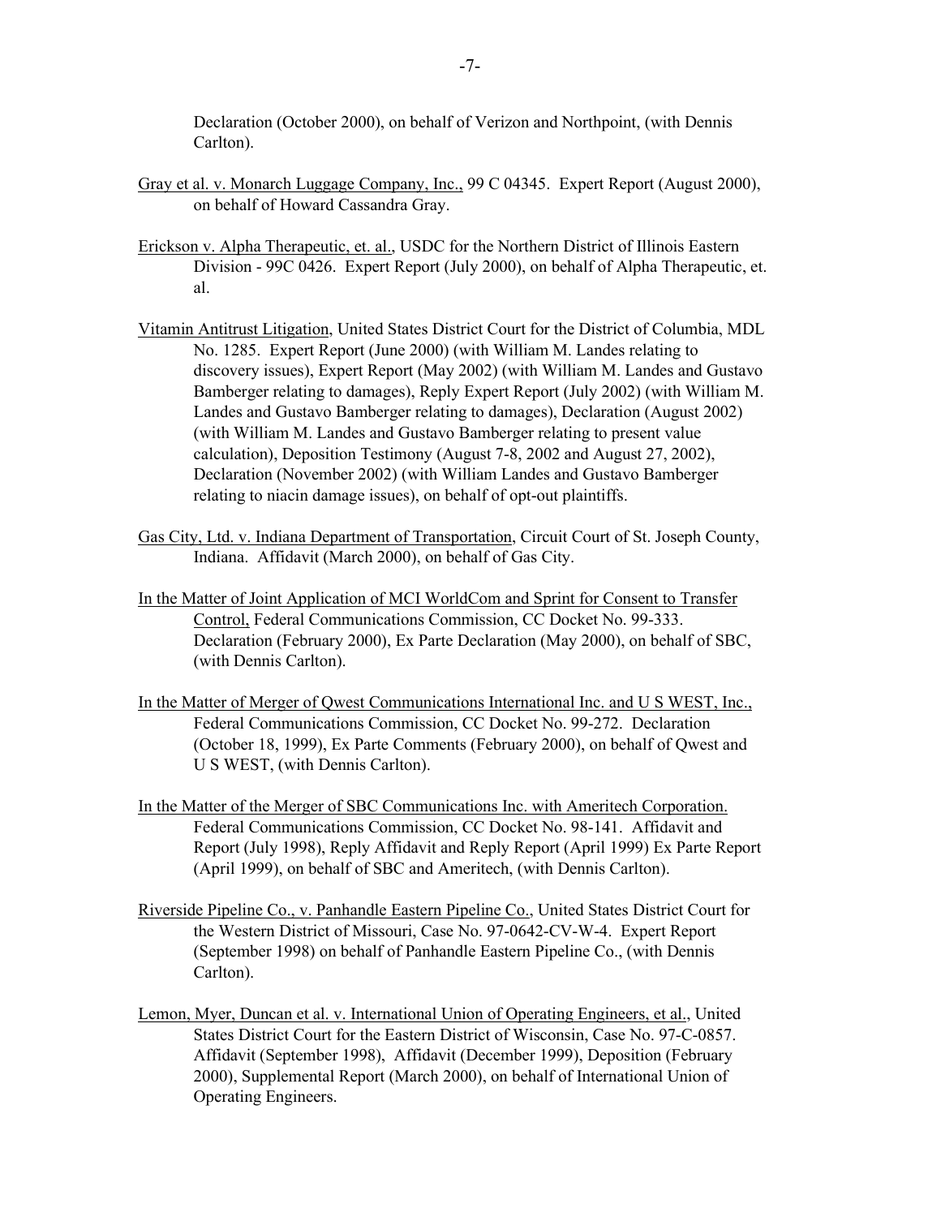Declaration (October 2000), on behalf of Verizon and Northpoint, (with Dennis Carlton).

Gray et al. v. Monarch Luggage Company, Inc., 99 C 04345. Expert Report (August 2000), on behalf of Howard Cassandra Gray.

Erickson v. Alpha Therapeutic, et. al., USDC for the Northern District of Illinois Eastern Division - 99C 0426. Expert Report (July 2000), on behalf of Alpha Therapeutic, et. al.

Vitamin Antitrust Litigation, United States District Court for the District of Columbia, MDL No. 1285. Expert Report (June 2000) (with William M. Landes relating to discovery issues), Expert Report (May 2002) (with William M. Landes and Gustavo Bamberger relating to damages), Reply Expert Report (July 2002) (with William M. Landes and Gustavo Bamberger relating to damages), Declaration (August 2002) (with William M. Landes and Gustavo Bamberger relating to present value calculation), Deposition Testimony (August 7-8, 2002 and August 27, 2002), Declaration (November 2002) (with William Landes and Gustavo Bamberger relating to niacin damage issues), on behalf of opt-out plaintiffs.

Gas City, Ltd. v. Indiana Department of Transportation, Circuit Court of St. Joseph County, Indiana. Affidavit (March 2000), on behalf of Gas City.

In the Matter of Joint Application of MCI WorldCom and Sprint for Consent to Transfer Control, Federal Communications Commission, CC Docket No. 99-333. Declaration (February 2000), Ex Parte Declaration (May 2000), on behalf of SBC, (with Dennis Carlton).

In the Matter of Merger of Qwest Communications International Inc. and U S WEST, Inc., Federal Communications Commission, CC Docket No. 99-272. Declaration (October 18, 1999), Ex Parte Comments (February 2000), on behalf of Qwest and U S WEST, (with Dennis Carlton).

In the Matter of the Merger of SBC Communications Inc. with Ameritech Corporation. Federal Communications Commission, CC Docket No. 98-141. Affidavit and Report (July 1998), Reply Affidavit and Reply Report (April 1999) Ex Parte Report (April 1999), on behalf of SBC and Ameritech, (with Dennis Carlton).

Riverside Pipeline Co., v. Panhandle Eastern Pipeline Co., United States District Court for the Western District of Missouri, Case No. 97-0642-CV-W-4. Expert Report (September 1998) on behalf of Panhandle Eastern Pipeline Co., (with Dennis Carlton).

Lemon, Myer, Duncan et al. v. International Union of Operating Engineers, et al., United States District Court for the Eastern District of Wisconsin, Case No. 97-C-0857. Affidavit (September 1998), Affidavit (December 1999), Deposition (February 2000), Supplemental Report (March 2000), on behalf of International Union of Operating Engineers.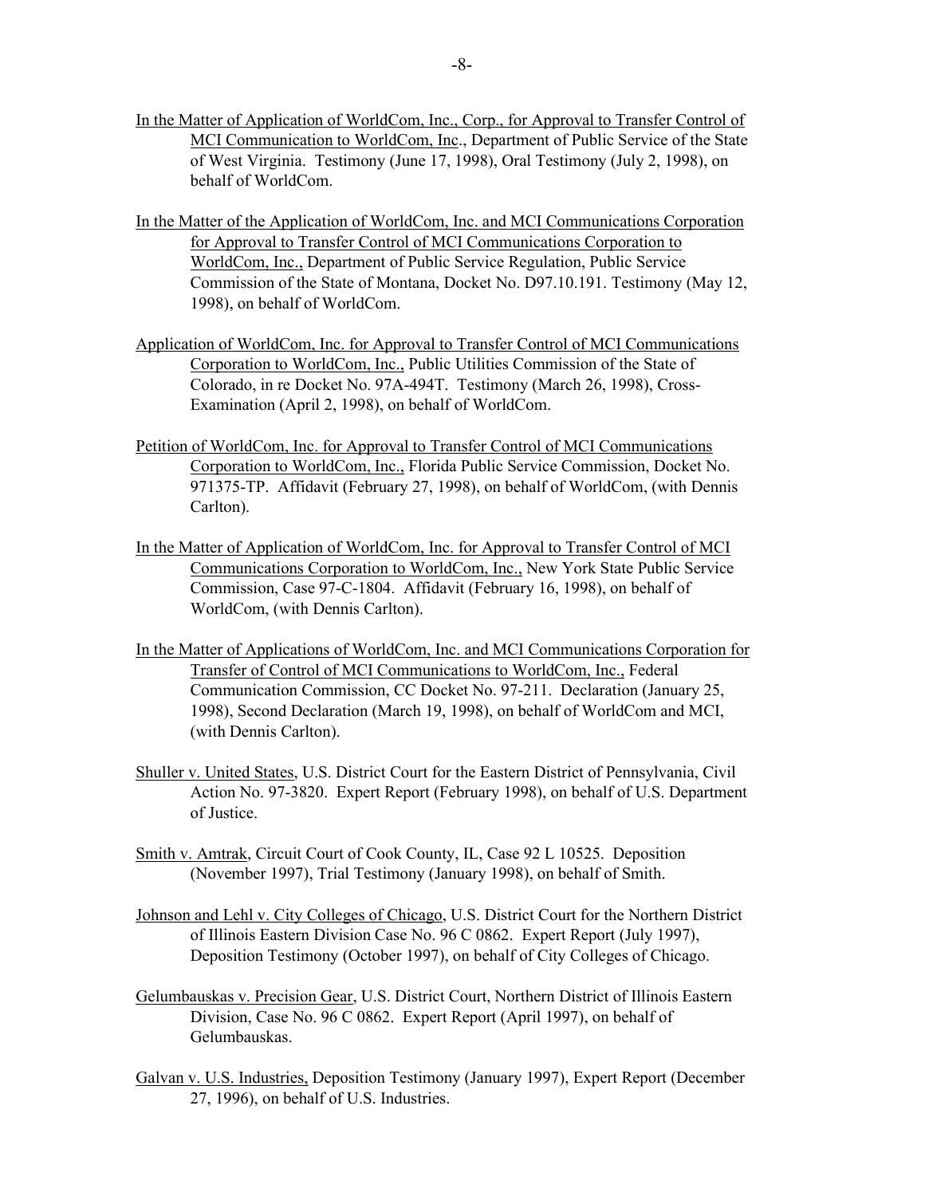In the Matter of Application of WorldCom, Inc., Corp., for Approval to Transfer Control of MCI Communication to WorldCom, Inc., Department of Public Service of the State of West Virginia. Testimony (June 17, 1998), Oral Testimony (July 2, 1998), on behalf of WorldCom.

In the Matter of the Application of WorldCom, Inc. and MCI Communications Corporation for Approval to Transfer Control of MCI Communications Corporation to WorldCom, Inc., Department of Public Service Regulation, Public Service Commission of the State of Montana, Docket No. D97.10.191. Testimony (May 12, 1998), on behalf of WorldCom.

Application of WorldCom, Inc. for Approval to Transfer Control of MCI Communications Corporation to WorldCom, Inc., Public Utilities Commission of the State of Colorado, in re Docket No. 97A-494T. Testimony (March 26, 1998), Cross-Examination (April 2, 1998), on behalf of WorldCom.

Petition of WorldCom, Inc. for Approval to Transfer Control of MCI Communications Corporation to WorldCom, Inc., Florida Public Service Commission, Docket No. 971375-TP. Affidavit (February 27, 1998), on behalf of WorldCom, (with Dennis Carlton).

In the Matter of Application of WorldCom, Inc. for Approval to Transfer Control of MCI Communications Corporation to WorldCom, Inc., New York State Public Service Commission, Case 97-C-1804. Affidavit (February 16, 1998), on behalf of WorldCom, (with Dennis Carlton).

In the Matter of Applications of WorldCom, Inc. and MCI Communications Corporation for Transfer of Control of MCI Communications to WorldCom, Inc., Federal Communication Commission, CC Docket No. 97-211. Declaration (January 25, 1998), Second Declaration (March 19, 1998), on behalf of WorldCom and MCI, (with Dennis Carlton).

Shuller v. United States, U.S. District Court for the Eastern District of Pennsylvania, Civil Action No. 97-3820. Expert Report (February 1998), on behalf of U.S. Department of Justice.

Smith v. Amtrak, Circuit Court of Cook County, IL, Case 92 L 10525. Deposition (November 1997), Trial Testimony (January 1998), on behalf of Smith.

Johnson and Lehl v. City Colleges of Chicago, U.S. District Court for the Northern District of Illinois Eastern Division Case No. 96 C 0862. Expert Report (July 1997), Deposition Testimony (October 1997), on behalf of City Colleges of Chicago.

Gelumbauskas v. Precision Gear, U.S. District Court, Northern District of Illinois Eastern Division, Case No. 96 C 0862. Expert Report (April 1997), on behalf of Gelumbauskas.

Galvan v. U.S. Industries, Deposition Testimony (January 1997), Expert Report (December 27, 1996), on behalf of U.S. Industries.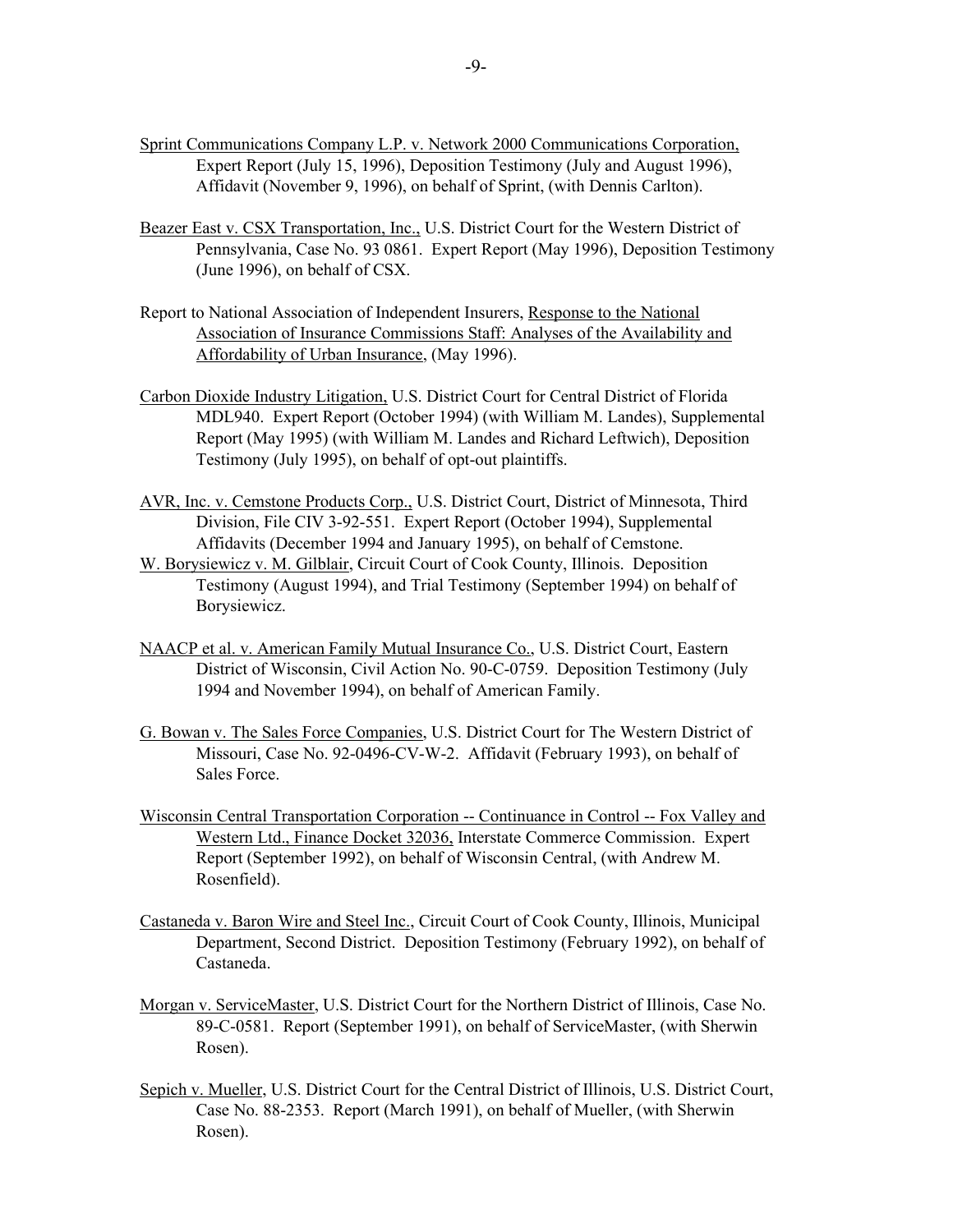<u>Sprint Communications Company L.P. v. Network 2000 Communications Corporation,</u> Expert Report (July 15, 1996), Deposition Testimony (July and August 1996), Affidavit (November 9, 1996), on behalf of Sprint, (with Dennis Carlton).

<u>Beazer East v. CSX Transportation, Inc.,</u> U.S. District Court for the Western District of Pennsylvania, Case No. 93 0861. Expert Report (May 1996), Deposition Testimony (June 1996), on behalf of CSX.

Report to National Association of Independent Insurers, <u>Response to the National Association of Insurance Commissions Staff: Analyses of the Availability and Affordability of Urban Insurance</u>, (May 1996).

<u>Carbon Dioxide Industry Litigation,</u> U.S. District Court for Central District of Florida MDL940. Expert Report (October 1994) (with William M. Landes), Supplemental Report (May 1995) (with William M. Landes and Richard Leftwich), Deposition Testimony (July 1995), on behalf of opt-out plaintiffs.

<u>AVR, Inc. v. Cemstone Products Corp.,</u> U.S. District Court, District of Minnesota, Third Division, File CIV 3-92-551. Expert Report (October 1994), Supplemental Affidavits (December 1994 and January 1995), on behalf of Cemstone.

<u>W. Borysiewicz v. M. Gilblair</u>, Circuit Court of Cook County, Illinois. Deposition Testimony (August 1994), and Trial Testimony (September 1994) on behalf of Borysiewicz.

<u>NAACP et al. v. American Family Mutual Insurance Co.</u>, U.S. District Court, Eastern District of Wisconsin, Civil Action No. 90-C-0759. Deposition Testimony (July 1994 and November 1994), on behalf of American Family.

<u>G. Bowan v. The Sales Force Companies</u>, U.S. District Court for The Western District of Missouri, Case No. 92-0496-CV-W-2. Affidavit (February 1993), on behalf of Sales Force.

<u>Wisconsin Central Transportation Corporation -- Continuance in Control -- Fox Valley and Western Ltd., Finance Docket 32036,</u> Interstate Commerce Commission. Expert Report (September 1992), on behalf of Wisconsin Central, (with Andrew M. Rosenfield).

<u>Castaneda v. Baron Wire and Steel Inc.</u>, Circuit Court of Cook County, Illinois, Municipal Department, Second District. Deposition Testimony (February 1992), on behalf of Castaneda.

<u>Morgan v. ServiceMaster</u>, U.S. District Court for the Northern District of Illinois, Case No. 89-C-0581. Report (September 1991), on behalf of ServiceMaster, (with Sherwin Rosen).

<u>Sepich v. Mueller</u>, U.S. District Court for the Central District of Illinois, U.S. District Court, Case No. 88-2353. Report (March 1991), on behalf of Mueller, (with Sherwin Rosen).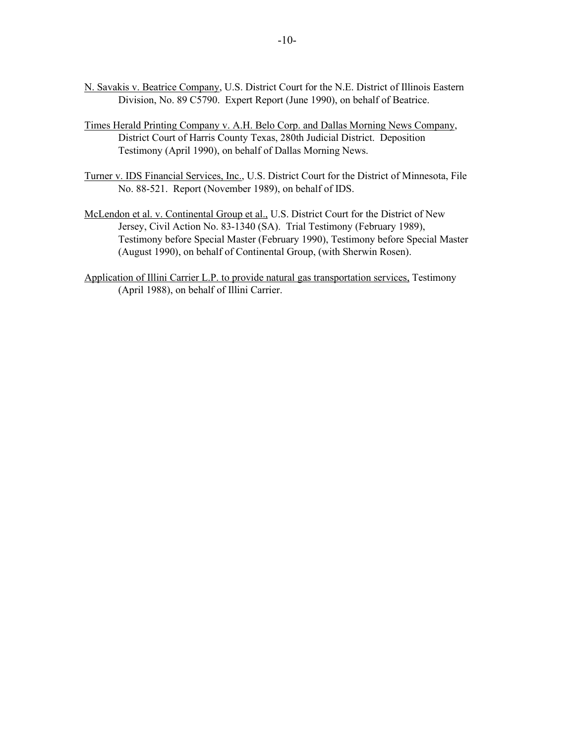N. Savakis v. Beatrice Company, U.S. District Court for the N.E. District of Illinois Eastern Division, No. 89 C5790. Expert Report (June 1990), on behalf of Beatrice.

Times Herald Printing Company v. A.H. Belo Corp. and Dallas Morning News Company, District Court of Harris County Texas, 280th Judicial District. Deposition Testimony (April 1990), on behalf of Dallas Morning News.

Turner v. IDS Financial Services, Inc., U.S. District Court for the District of Minnesota, File No. 88-521. Report (November 1989), on behalf of IDS.

McLendon et al. v. Continental Group et al., U.S. District Court for the District of New Jersey, Civil Action No. 83-1340 (SA). Trial Testimony (February 1989), Testimony before Special Master (February 1990), Testimony before Special Master (August 1990), on behalf of Continental Group, (with Sherwin Rosen).

Application of Illini Carrier L.P. to provide natural gas transportation services, Testimony (April 1988), on behalf of Illini Carrier.